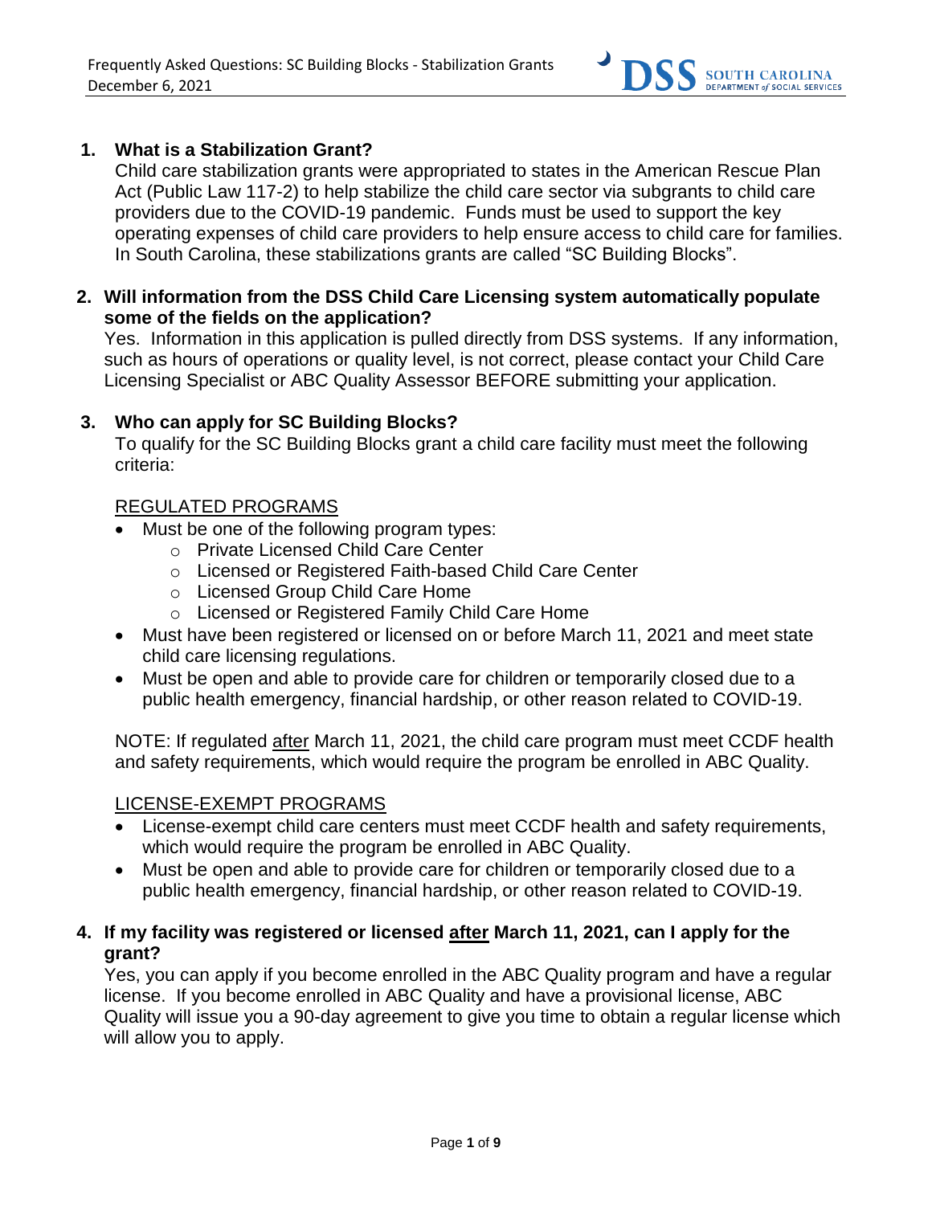**1. What is a Stabilization Grant?**

Child care stabilization grants were appropriated to states in the American Rescue Plan Act (Public Law 117-2) to help stabilize the child care sector via subgrants to child care providers due to the COVID-19 pandemic. Funds must be used to support the key operating expenses of child care providers to help ensure access to child care for families. In South Carolina, these stabilizations grants are called "SC Building Blocks".

**2. Will information from the DSS Child Care Licensing system automatically populate some of the fields on the application?**

Yes. Information in this application is pulled directly from DSS systems. If any information, such as hours of operations or quality level, is not correct, please contact your Child Care Licensing Specialist or ABC Quality Assessor BEFORE submitting your application.

**3. Who can apply for SC Building Blocks?**

To qualify for the SC Building Blocks grant a child care facility must meet the following criteria:

<u>REGULATED PROGRAMS</u>

- Must be one of the following program types:
  - Private Licensed Child Care Center
  - Licensed or Registered Faith-based Child Care Center
  - Licensed Group Child Care Home
  - Licensed or Registered Family Child Care Home
- Must have been registered or licensed on or before March 11, 2021 and meet state child care licensing regulations.
- Must be open and able to provide care for children or temporarily closed due to a public health emergency, financial hardship, or other reason related to COVID-19.

NOTE: If regulated <u>after</u> March 11, 2021, the child care program must meet CCDF health and safety requirements, which would require the program be enrolled in ABC Quality.

<u>LICENSE-EXEMPT PROGRAMS</u>

- License-exempt child care centers must meet CCDF health and safety requirements, which would require the program be enrolled in ABC Quality.
- Must be open and able to provide care for children or temporarily closed due to a public health emergency, financial hardship, or other reason related to COVID-19.

**4. If my facility was registered or licensed <u>after</u> March 11, 2021, can I apply for the grant?**

Yes, you can apply if you become enrolled in the ABC Quality program and have a regular license. If you become enrolled in ABC Quality and have a provisional license, ABC Quality will issue you a 90-day agreement to give you time to obtain a regular license which will allow you to apply.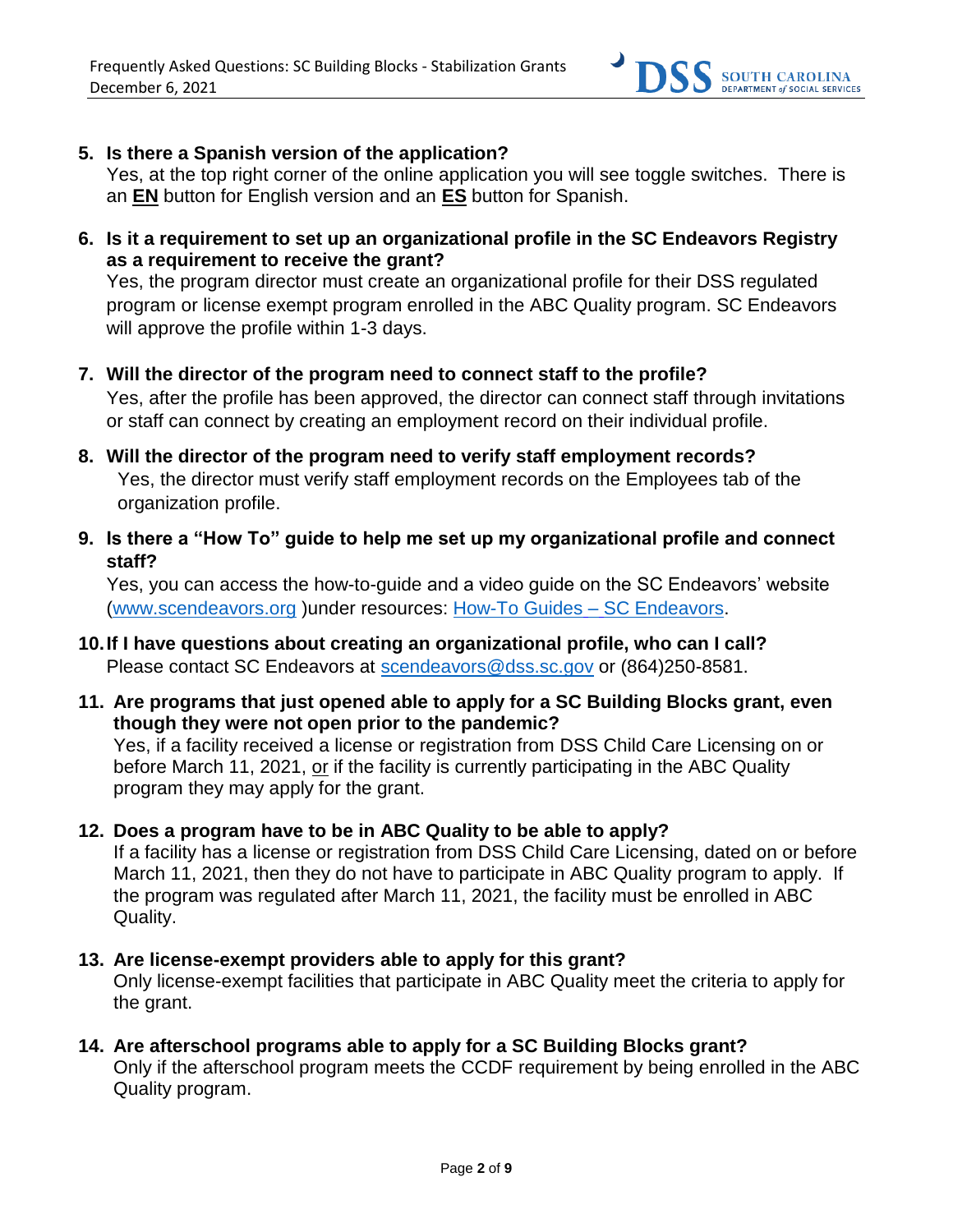5. **Is there a Spanish version of the application?**
   Yes, at the top right corner of the online application you will see toggle switches. There is an **EN** button for English version and an **ES** button for Spanish.

6. **Is it a requirement to set up an organizational profile in the SC Endeavors Registry as a requirement to receive the grant?**
   Yes, the program director must create an organizational profile for their DSS regulated program or license exempt program enrolled in the ABC Quality program. SC Endeavors will approve the profile within 1-3 days.

7. **Will the director of the program need to connect staff to the profile?**
   Yes, after the profile has been approved, the director can connect staff through invitations or staff can connect by creating an employment record on their individual profile.

8. **Will the director of the program need to verify staff employment records?**
   Yes, the director must verify staff employment records on the Employees tab of the organization profile.

9. **Is there a "How To" guide to help me set up my organizational profile and connect staff?**
   Yes, you can access the how-to-guide and a video guide on the SC Endeavors' website (www.scendeavors.org )under resources: How-To Guides – SC Endeavors.

10. **If I have questions about creating an organizational profile, who can I call?**
    Please contact SC Endeavors at scendeavors@dss.sc.gov or (864)250-8581.

11. **Are programs that just opened able to apply for a SC Building Blocks grant, even though they were not open prior to the pandemic?**
    Yes, if a facility received a license or registration from DSS Child Care Licensing on or before March 11, 2021, <u>or</u> if the facility is currently participating in the ABC Quality program they may apply for the grant.

12. **Does a program have to be in ABC Quality to be able to apply?**
    If a facility has a license or registration from DSS Child Care Licensing, dated on or before March 11, 2021, then they do not have to participate in ABC Quality program to apply. If the program was regulated after March 11, 2021, the facility must be enrolled in ABC Quality.

13. **Are license-exempt providers able to apply for this grant?**
    Only license-exempt facilities that participate in ABC Quality meet the criteria to apply for the grant.

14. **Are afterschool programs able to apply for a SC Building Blocks grant?**
    Only if the afterschool program meets the CCDF requirement by being enrolled in the ABC Quality program.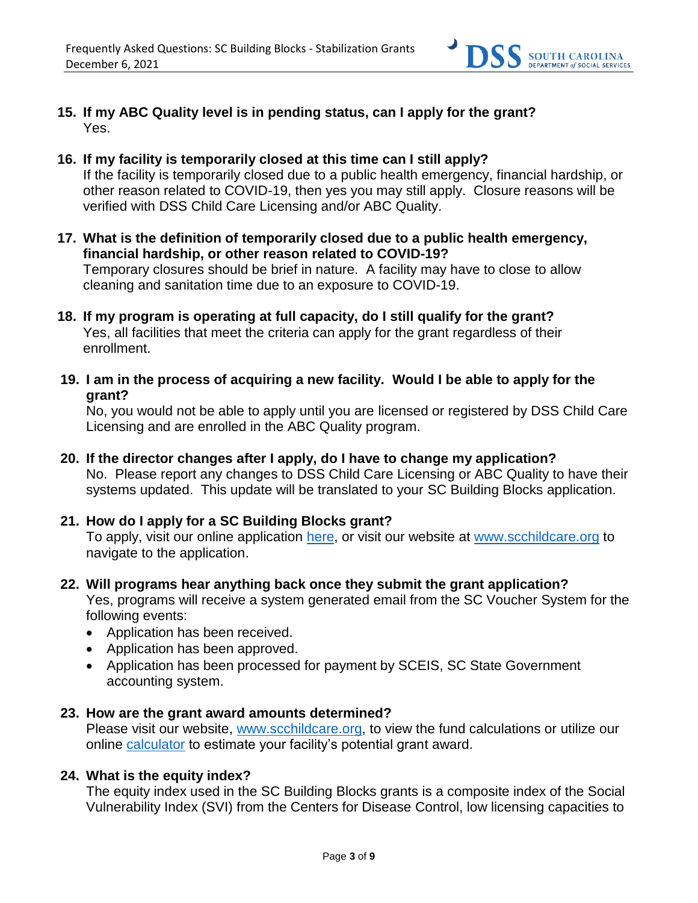**15. If my ABC Quality level is in pending status, can I apply for the grant?**
Yes.

**16. If my facility is temporarily closed at this time can I still apply?**
If the facility is temporarily closed due to a public health emergency, financial hardship, or other reason related to COVID-19, then yes you may still apply. Closure reasons will be verified with DSS Child Care Licensing and/or ABC Quality.

**17. What is the definition of temporarily closed due to a public health emergency, financial hardship, or other reason related to COVID-19?**
Temporary closures should be brief in nature. A facility may have to close to allow cleaning and sanitation time due to an exposure to COVID-19.

**18. If my program is operating at full capacity, do I still qualify for the grant?**
Yes, all facilities that meet the criteria can apply for the grant regardless of their enrollment.

**19. I am in the process of acquiring a new facility. Would I be able to apply for the grant?**
No, you would not be able to apply until you are licensed or registered by DSS Child Care Licensing and are enrolled in the ABC Quality program.

**20. If the director changes after I apply, do I have to change my application?**
No. Please report any changes to DSS Child Care Licensing or ABC Quality to have their systems updated. This update will be translated to your SC Building Blocks application.

**21. How do I apply for a SC Building Blocks grant?**
To apply, visit our online application here, or visit our website at www.scchildcare.org to navigate to the application.

**22. Will programs hear anything back once they submit the grant application?**
Yes, programs will receive a system generated email from the SC Voucher System for the following events:

- Application has been received.
- Application has been approved.
- Application has been processed for payment by SCEIS, SC State Government accounting system.

**23. How are the grant award amounts determined?**
Please visit our website, www.scchildcare.org, to view the fund calculations or utilize our online calculator to estimate your facility's potential grant award.

**24. What is the equity index?**
The equity index used in the SC Building Blocks grants is a composite index of the Social Vulnerability Index (SVI) from the Centers for Disease Control, low licensing capacities to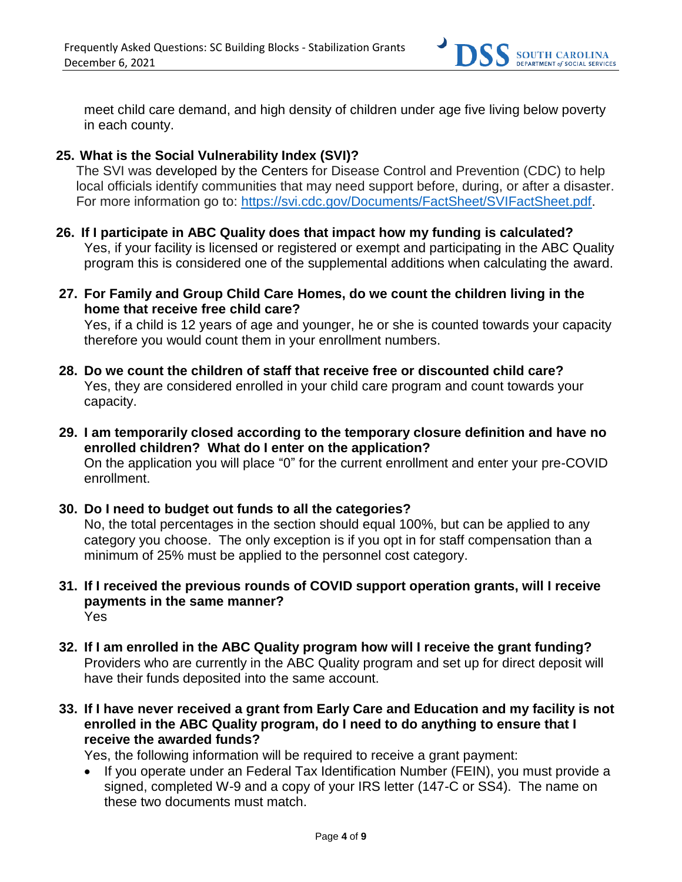meet child care demand, and high density of children under age five living below poverty in each county.

**25. What is the Social Vulnerability Index (SVI)?**

The SVI was developed by the Centers for Disease Control and Prevention (CDC) to help local officials identify communities that may need support before, during, or after a disaster. For more information go to: https://svi.cdc.gov/Documents/FactSheet/SVIFactSheet.pdf.

**26. If I participate in ABC Quality does that impact how my funding is calculated?**

Yes, if your facility is licensed or registered or exempt and participating in the ABC Quality program this is considered one of the supplemental additions when calculating the award.

**27. For Family and Group Child Care Homes, do we count the children living in the home that receive free child care?**

Yes, if a child is 12 years of age and younger, he or she is counted towards your capacity therefore you would count them in your enrollment numbers.

**28. Do we count the children of staff that receive free or discounted child care?**

Yes, they are considered enrolled in your child care program and count towards your capacity.

**29. I am temporarily closed according to the temporary closure definition and have no enrolled children? What do I enter on the application?**

On the application you will place "0" for the current enrollment and enter your pre-COVID enrollment.

**30. Do I need to budget out funds to all the categories?**

No, the total percentages in the section should equal 100%, but can be applied to any category you choose. The only exception is if you opt in for staff compensation than a minimum of 25% must be applied to the personnel cost category.

**31. If I received the previous rounds of COVID support operation grants, will I receive payments in the same manner?**

Yes

**32. If I am enrolled in the ABC Quality program how will I receive the grant funding?**

Providers who are currently in the ABC Quality program and set up for direct deposit will have their funds deposited into the same account.

**33. If I have never received a grant from Early Care and Education and my facility is not enrolled in the ABC Quality program, do I need to do anything to ensure that I receive the awarded funds?**

Yes, the following information will be required to receive a grant payment:

- If you operate under an Federal Tax Identification Number (FEIN), you must provide a signed, completed W-9 and a copy of your IRS letter (147-C or SS4). The name on these two documents must match.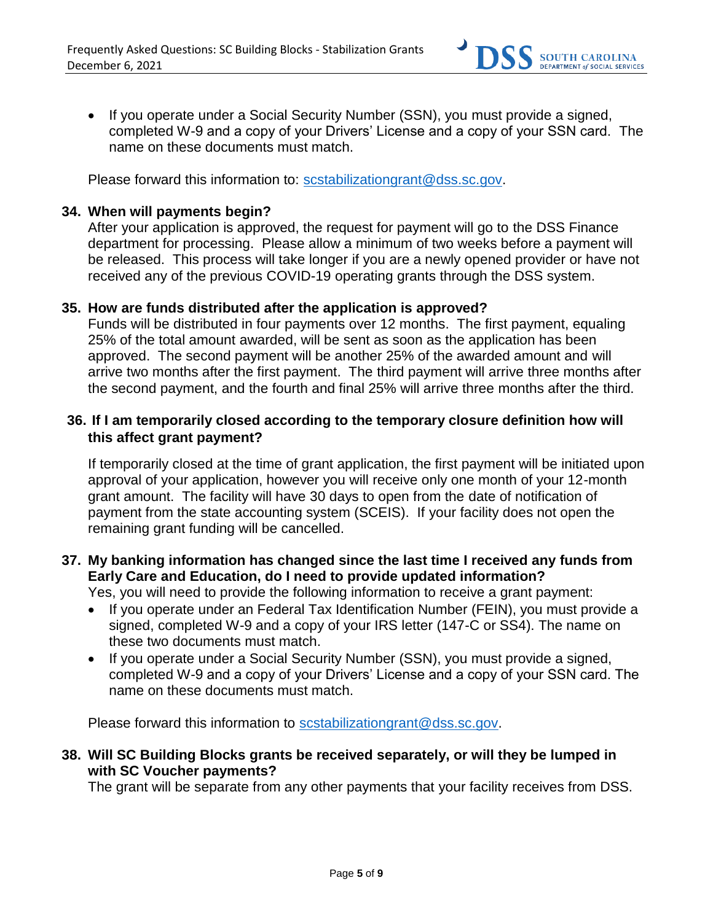- If you operate under a Social Security Number (SSN), you must provide a signed, completed W-9 and a copy of your Drivers' License and a copy of your SSN card. The name on these documents must match.

Please forward this information to: scstabilizationgrant@dss.sc.gov.

**34. When will payments begin?**

After your application is approved, the request for payment will go to the DSS Finance department for processing. Please allow a minimum of two weeks before a payment will be released. This process will take longer if you are a newly opened provider or have not received any of the previous COVID-19 operating grants through the DSS system.

**35. How are funds distributed after the application is approved?**

Funds will be distributed in four payments over 12 months. The first payment, equaling 25% of the total amount awarded, will be sent as soon as the application has been approved. The second payment will be another 25% of the awarded amount and will arrive two months after the first payment. The third payment will arrive three months after the second payment, and the fourth and final 25% will arrive three months after the third.

**36. If I am temporarily closed according to the temporary closure definition how will this affect grant payment?**

If temporarily closed at the time of grant application, the first payment will be initiated upon approval of your application, however you will receive only one month of your 12-month grant amount. The facility will have 30 days to open from the date of notification of payment from the state accounting system (SCEIS). If your facility does not open the remaining grant funding will be cancelled.

**37. My banking information has changed since the last time I received any funds from Early Care and Education, do I need to provide updated information?**

Yes, you will need to provide the following information to receive a grant payment:

- If you operate under an Federal Tax Identification Number (FEIN), you must provide a signed, completed W-9 and a copy of your IRS letter (147-C or SS4). The name on these two documents must match.
- If you operate under a Social Security Number (SSN), you must provide a signed, completed W-9 and a copy of your Drivers' License and a copy of your SSN card. The name on these documents must match.

Please forward this information to scstabilizationgrant@dss.sc.gov.

**38. Will SC Building Blocks grants be received separately, or will they be lumped in with SC Voucher payments?**

The grant will be separate from any other payments that your facility receives from DSS.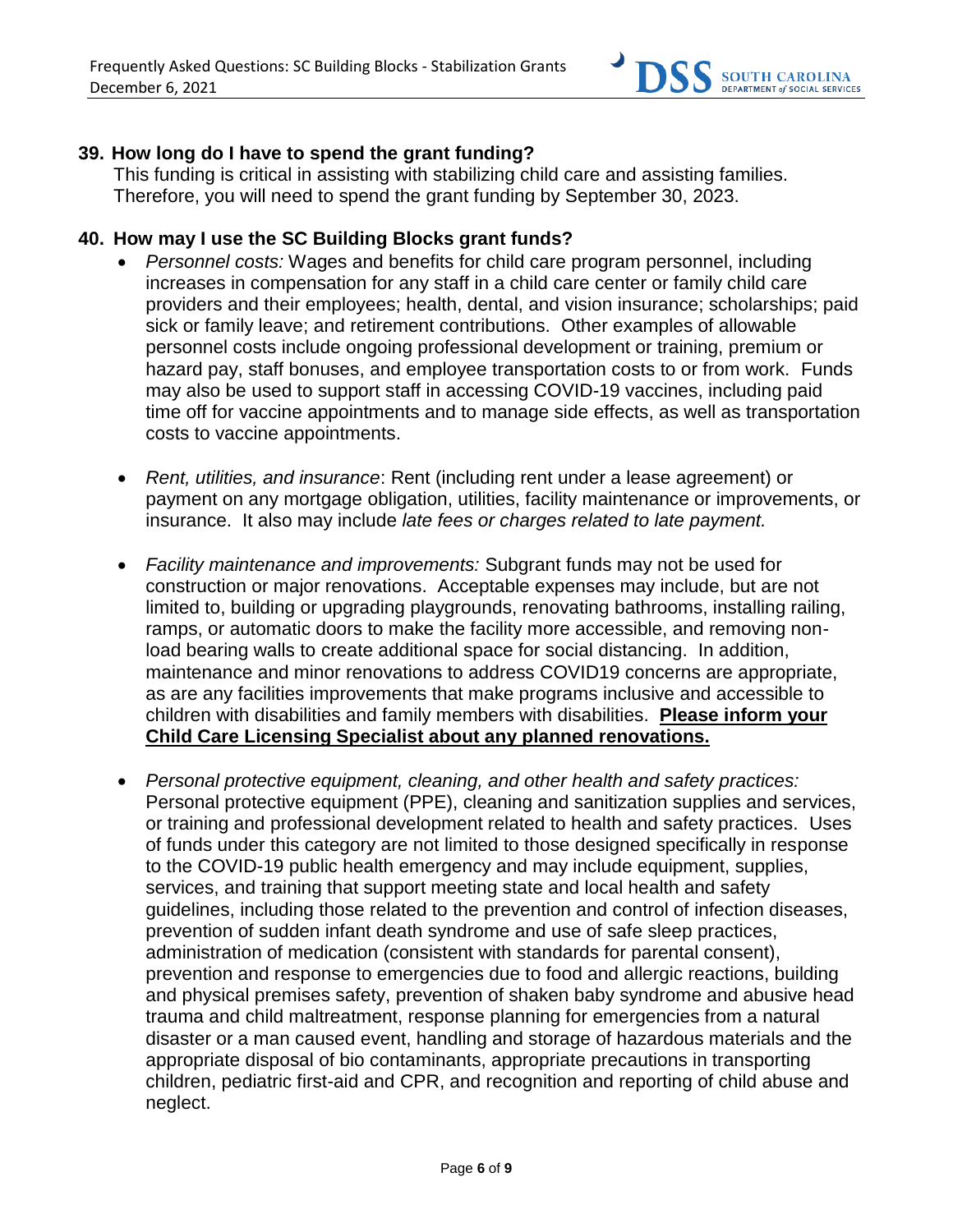**39. How long do I have to spend the grant funding?**

This funding is critical in assisting with stabilizing child care and assisting families. Therefore, you will need to spend the grant funding by September 30, 2023.

**40. How may I use the SC Building Blocks grant funds?**

- *Personnel costs:* Wages and benefits for child care program personnel, including increases in compensation for any staff in a child care center or family child care providers and their employees; health, dental, and vision insurance; scholarships; paid sick or family leave; and retirement contributions. Other examples of allowable personnel costs include ongoing professional development or training, premium or hazard pay, staff bonuses, and employee transportation costs to or from work. Funds may also be used to support staff in accessing COVID-19 vaccines, including paid time off for vaccine appointments and to manage side effects, as well as transportation costs to vaccine appointments.

- *Rent, utilities, and insurance*: Rent (including rent under a lease agreement) or payment on any mortgage obligation, utilities, facility maintenance or improvements, or insurance. It also may include *late fees or charges related to late payment.*

- *Facility maintenance and improvements:* Subgrant funds may not be used for construction or major renovations. Acceptable expenses may include, but are not limited to, building or upgrading playgrounds, renovating bathrooms, installing railing, ramps, or automatic doors to make the facility more accessible, and removing non-load bearing walls to create additional space for social distancing. In addition, maintenance and minor renovations to address COVID19 concerns are appropriate, as are any facilities improvements that make programs inclusive and accessible to children with disabilities and family members with disabilities. **Please inform your Child Care Licensing Specialist about any planned renovations.**

- *Personal protective equipment, cleaning, and other health and safety practices:* Personal protective equipment (PPE), cleaning and sanitization supplies and services, or training and professional development related to health and safety practices. Uses of funds under this category are not limited to those designed specifically in response to the COVID-19 public health emergency and may include equipment, supplies, services, and training that support meeting state and local health and safety guidelines, including those related to the prevention and control of infection diseases, prevention of sudden infant death syndrome and use of safe sleep practices, administration of medication (consistent with standards for parental consent), prevention and response to emergencies due to food and allergic reactions, building and physical premises safety, prevention of shaken baby syndrome and abusive head trauma and child maltreatment, response planning for emergencies from a natural disaster or a man caused event, handling and storage of hazardous materials and the appropriate disposal of bio contaminants, appropriate precautions in transporting children, pediatric first-aid and CPR, and recognition and reporting of child abuse and neglect.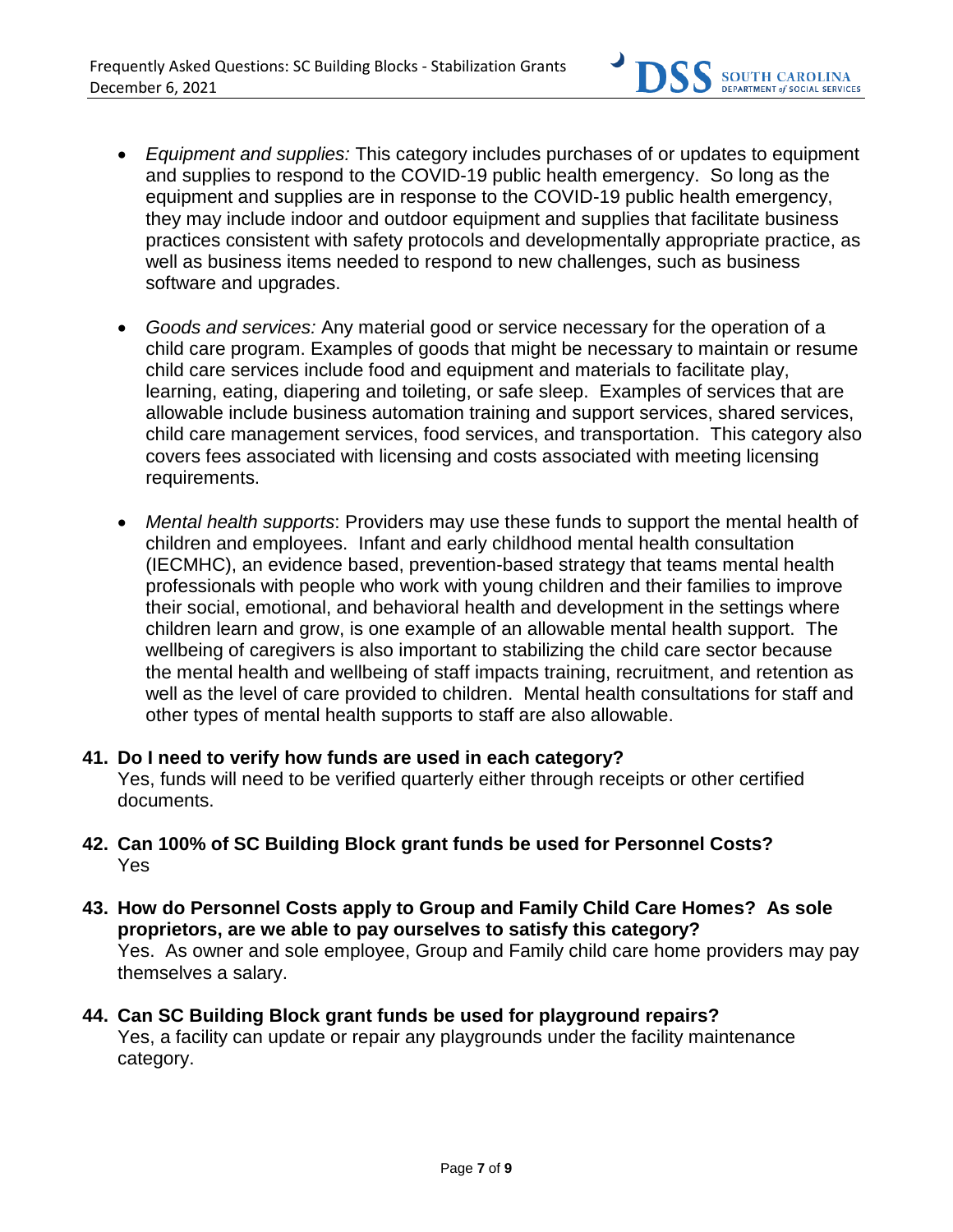- *Equipment and supplies:* This category includes purchases of or updates to equipment and supplies to respond to the COVID-19 public health emergency. So long as the equipment and supplies are in response to the COVID-19 public health emergency, they may include indoor and outdoor equipment and supplies that facilitate business practices consistent with safety protocols and developmentally appropriate practice, as well as business items needed to respond to new challenges, such as business software and upgrades.

- *Goods and services:* Any material good or service necessary for the operation of a child care program. Examples of goods that might be necessary to maintain or resume child care services include food and equipment and materials to facilitate play, learning, eating, diapering and toileting, or safe sleep. Examples of services that are allowable include business automation training and support services, shared services, child care management services, food services, and transportation. This category also covers fees associated with licensing and costs associated with meeting licensing requirements.

- *Mental health supports*: Providers may use these funds to support the mental health of children and employees. Infant and early childhood mental health consultation (IECMHC), an evidence based, prevention-based strategy that teams mental health professionals with people who work with young children and their families to improve their social, emotional, and behavioral health and development in the settings where children learn and grow, is one example of an allowable mental health support. The wellbeing of caregivers is also important to stabilizing the child care sector because the mental health and wellbeing of staff impacts training, recruitment, and retention as well as the level of care provided to children. Mental health consultations for staff and other types of mental health supports to staff are also allowable.

**41. Do I need to verify how funds are used in each category?**
Yes, funds will need to be verified quarterly either through receipts or other certified documents.

**42. Can 100% of SC Building Block grant funds be used for Personnel Costs?**
Yes

**43. How do Personnel Costs apply to Group and Family Child Care Homes? As sole proprietors, are we able to pay ourselves to satisfy this category?**
Yes. As owner and sole employee, Group and Family child care home providers may pay themselves a salary.

**44. Can SC Building Block grant funds be used for playground repairs?**
Yes, a facility can update or repair any playgrounds under the facility maintenance category.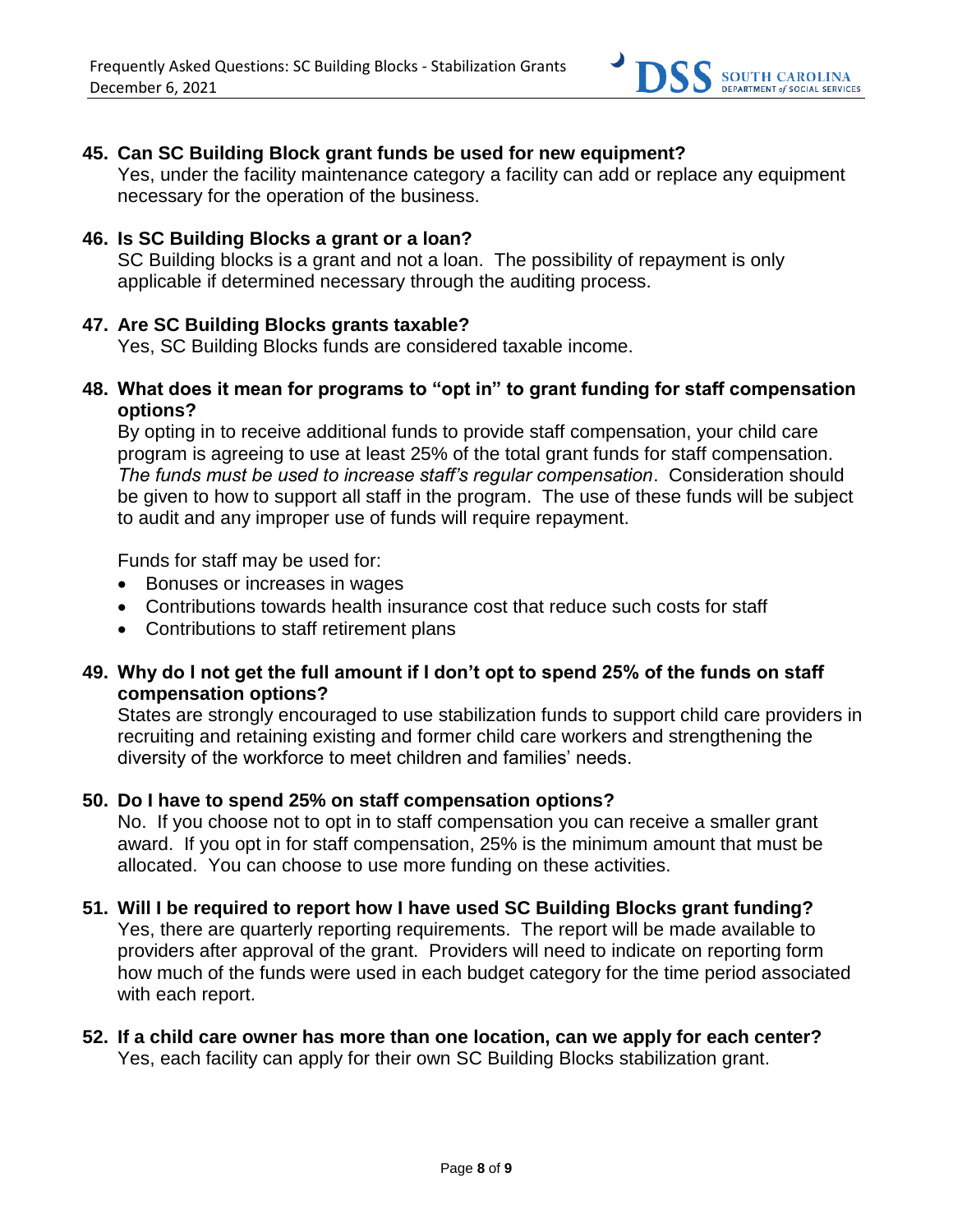**45. Can SC Building Block grant funds be used for new equipment?**

Yes, under the facility maintenance category a facility can add or replace any equipment necessary for the operation of the business.

**46. Is SC Building Blocks a grant or a loan?**

SC Building blocks is a grant and not a loan. The possibility of repayment is only applicable if determined necessary through the auditing process.

**47. Are SC Building Blocks grants taxable?**

Yes, SC Building Blocks funds are considered taxable income.

**48. What does it mean for programs to "opt in" to grant funding for staff compensation options?**

By opting in to receive additional funds to provide staff compensation, your child care program is agreeing to use at least 25% of the total grant funds for staff compensation. *The funds must be used to increase staff's regular compensation*. Consideration should be given to how to support all staff in the program. The use of these funds will be subject to audit and any improper use of funds will require repayment.

Funds for staff may be used for:

- Bonuses or increases in wages
- Contributions towards health insurance cost that reduce such costs for staff
- Contributions to staff retirement plans

**49. Why do I not get the full amount if I don't opt to spend 25% of the funds on staff compensation options?**

States are strongly encouraged to use stabilization funds to support child care providers in recruiting and retaining existing and former child care workers and strengthening the diversity of the workforce to meet children and families' needs.

**50. Do I have to spend 25% on staff compensation options?**

No. If you choose not to opt in to staff compensation you can receive a smaller grant award. If you opt in for staff compensation, 25% is the minimum amount that must be allocated. You can choose to use more funding on these activities.

**51. Will I be required to report how I have used SC Building Blocks grant funding?**

Yes, there are quarterly reporting requirements. The report will be made available to providers after approval of the grant. Providers will need to indicate on reporting form how much of the funds were used in each budget category for the time period associated with each report.

**52. If a child care owner has more than one location, can we apply for each center?**

Yes, each facility can apply for their own SC Building Blocks stabilization grant.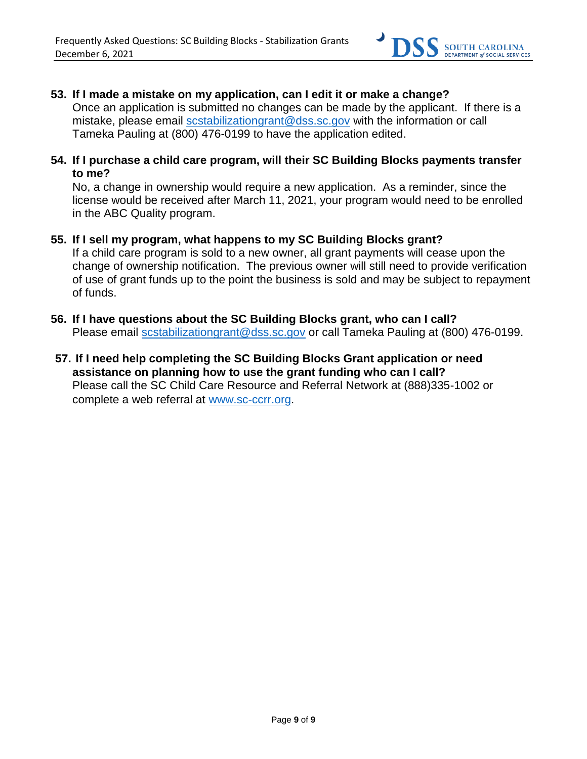**53. If I made a mistake on my application, can I edit it or make a change?**
Once an application is submitted no changes can be made by the applicant. If there is a mistake, please email scstabilizationgrant@dss.sc.gov with the information or call Tameka Pauling at (800) 476-0199 to have the application edited.

**54. If I purchase a child care program, will their SC Building Blocks payments transfer to me?**
No, a change in ownership would require a new application. As a reminder, since the license would be received after March 11, 2021, your program would need to be enrolled in the ABC Quality program.

**55. If I sell my program, what happens to my SC Building Blocks grant?**
If a child care program is sold to a new owner, all grant payments will cease upon the change of ownership notification. The previous owner will still need to provide verification of use of grant funds up to the point the business is sold and may be subject to repayment of funds.

**56. If I have questions about the SC Building Blocks grant, who can I call?**
Please email scstabilizationgrant@dss.sc.gov or call Tameka Pauling at (800) 476-0199.

**57. If I need help completing the SC Building Blocks Grant application or need assistance on planning how to use the grant funding who can I call?**
Please call the SC Child Care Resource and Referral Network at (888)335-1002 or complete a web referral at www.sc-ccrr.org.